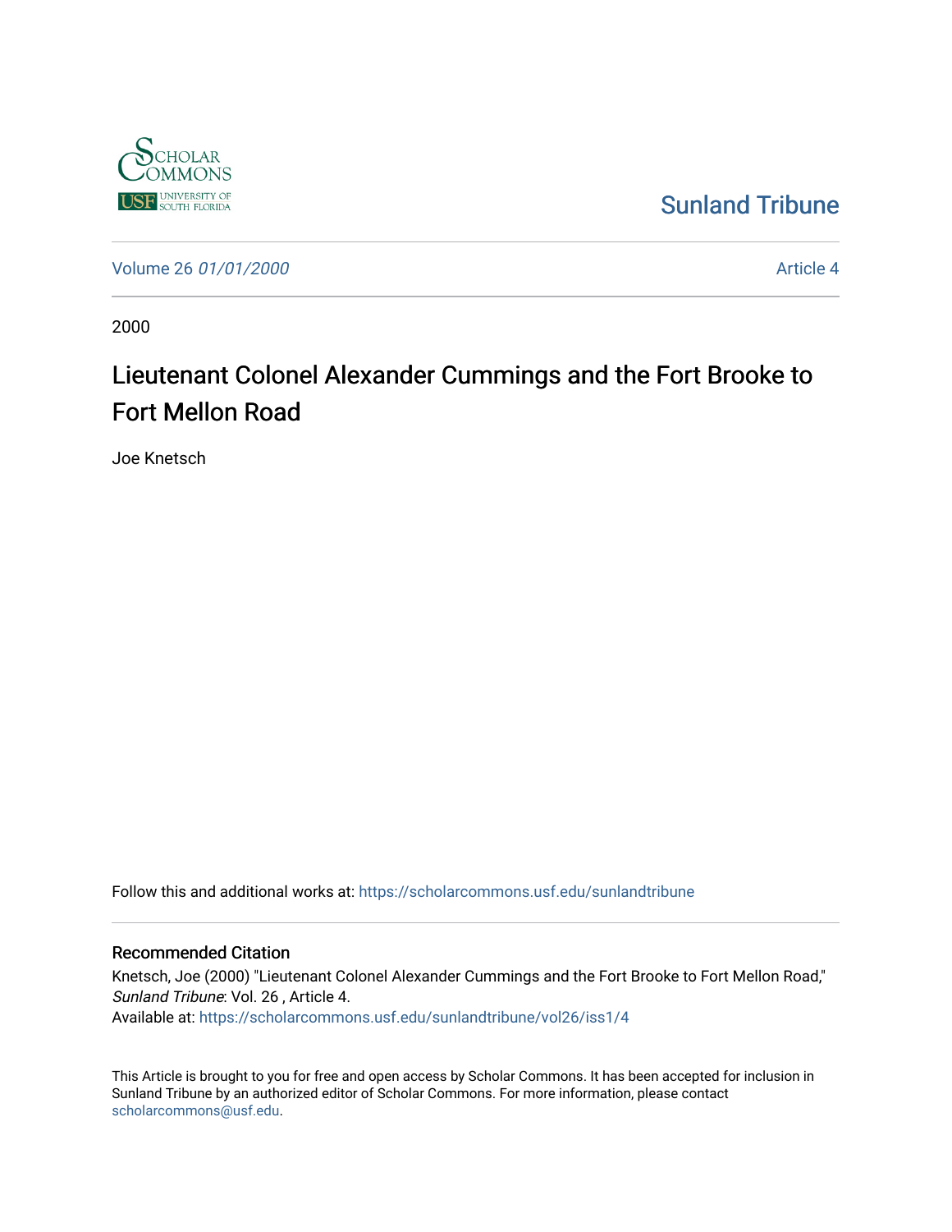Sunland Tribune

Volume 26 *01/01/2000*

Article 4

2000

# Lieutenant Colonel Alexander Cummings and the Fort Brooke to Fort Mellon Road

Joe Knetsch

Follow this and additional works at: https://scholarcommons.usf.edu/sunlandtribune

## Recommended Citation

Knetsch, Joe (2000) "Lieutenant Colonel Alexander Cummings and the Fort Brooke to Fort Mellon Road," *Sunland Tribune*: Vol. 26 , Article 4.
Available at: https://scholarcommons.usf.edu/sunlandtribune/vol26/iss1/4

This Article is brought to you for free and open access by Scholar Commons. It has been accepted for inclusion in Sunland Tribune by an authorized editor of Scholar Commons. For more information, please contact scholarcommons@usf.edu.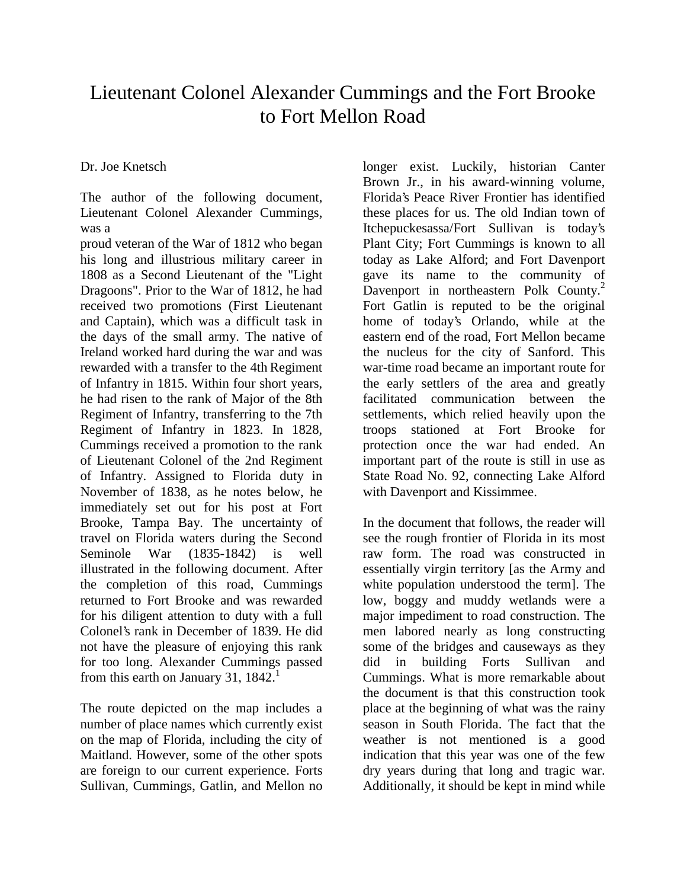# Lieutenant Colonel Alexander Cummings and the Fort Brooke to Fort Mellon Road

Dr. Joe Knetsch

The author of the following document, Lieutenant Colonel Alexander Cummings, was a proud veteran of the War of 1812 who began his long and illustrious military career in 1808 as a Second Lieutenant of the "Light Dragoons". Prior to the War of 1812, he had received two promotions (First Lieutenant and Captain), which was a difficult task in the days of the small army. The native of Ireland worked hard during the war and was rewarded with a transfer to the 4th Regiment of Infantry in 1815. Within four short years, he had risen to the rank of Major of the 8th Regiment of Infantry, transferring to the 7th Regiment of Infantry in 1823. In 1828, Cummings received a promotion to the rank of Lieutenant Colonel of the 2nd Regiment of Infantry. Assigned to Florida duty in November of 1838, as he notes below, he immediately set out for his post at Fort Brooke, Tampa Bay. The uncertainty of travel on Florida waters during the Second Seminole War (1835-1842) is well illustrated in the following document. After the completion of this road, Cummings returned to Fort Brooke and was rewarded for his diligent attention to duty with a full Colonel's rank in December of 1839. He did not have the pleasure of enjoying this rank for too long. Alexander Cummings passed from this earth on January 31, 1842.[1]

The route depicted on the map includes a number of place names which currently exist on the map of Florida, including the city of Maitland. However, some of the other spots are foreign to our current experience. Forts Sullivan, Cummings, Gatlin, and Mellon no longer exist. Luckily, historian Canter Brown Jr., in his award-winning volume, Florida's Peace River Frontier has identified these places for us. The old Indian town of Itchepuckesassa/Fort Sullivan is today's Plant City; Fort Cummings is known to all today as Lake Alford; and Fort Davenport gave its name to the community of Davenport in northeastern Polk County.[2] Fort Gatlin is reputed to be the original home of today's Orlando, while at the eastern end of the road, Fort Mellon became the nucleus for the city of Sanford. This war-time road became an important route for the early settlers of the area and greatly facilitated communication between the settlements, which relied heavily upon the troops stationed at Fort Brooke for protection once the war had ended. An important part of the route is still in use as State Road No. 92, connecting Lake Alford with Davenport and Kissimmee.

In the document that follows, the reader will see the rough frontier of Florida in its most raw form. The road was constructed in essentially virgin territory [as the Army and white population understood the term]. The low, boggy and muddy wetlands were a major impediment to road construction. The men labored nearly as long constructing some of the bridges and causeways as they did in building Forts Sullivan and Cummings. What is more remarkable about the document is that this construction took place at the beginning of what was the rainy season in South Florida. The fact that the weather is not mentioned is a good indication that this year was one of the few dry years during that long and tragic war. Additionally, it should be kept in mind while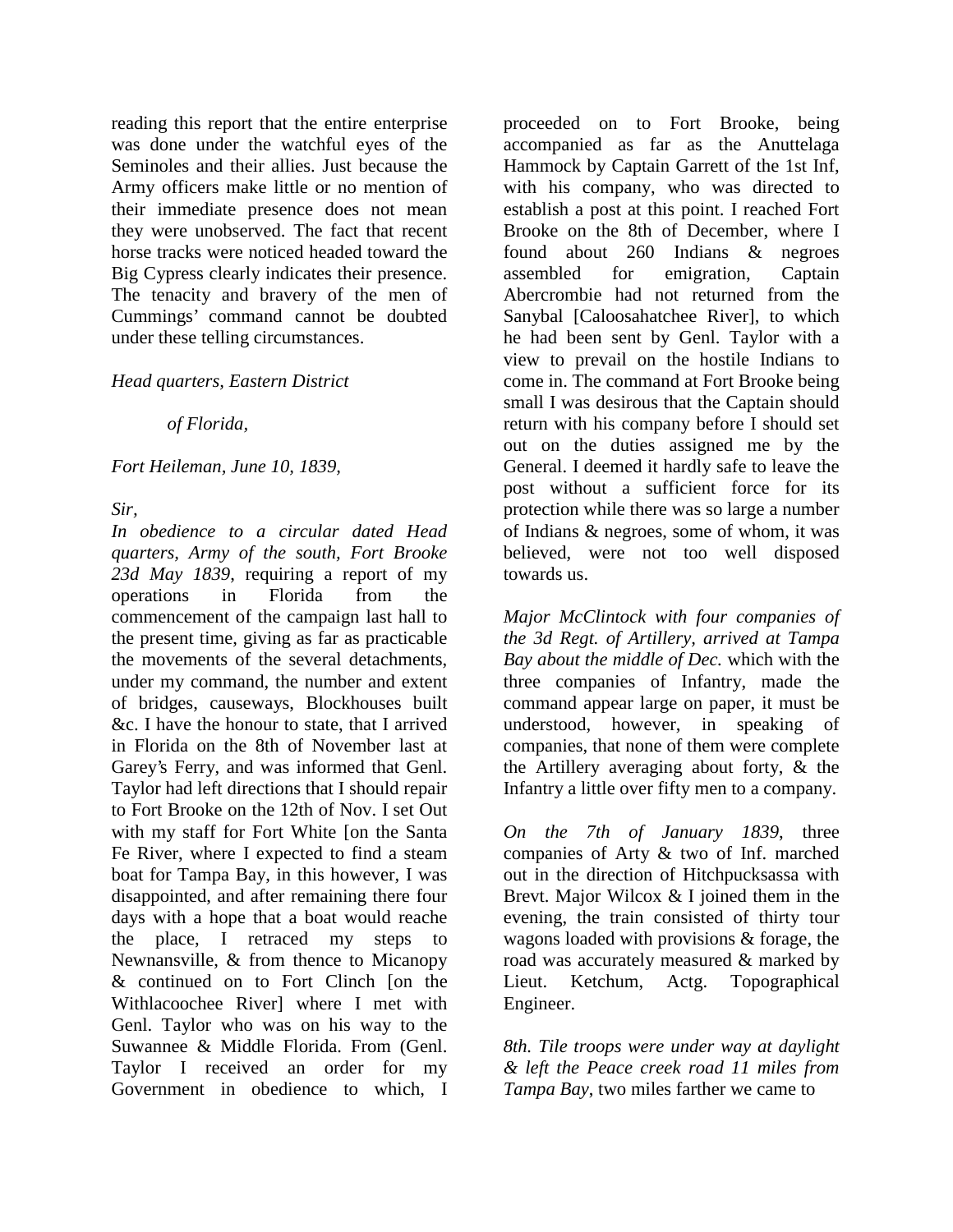reading this report that the entire enterprise was done under the watchful eyes of the Seminoles and their allies. Just because the Army officers make little or no mention of their immediate presence does not mean they were unobserved. The fact that recent horse tracks were noticed headed toward the Big Cypress clearly indicates their presence. The tenacity and bravery of the men of Cummings' command cannot be doubted under these telling circumstances.

*Head quarters, Eastern District*

*of Florida,*

*Fort Heileman, June 10, 1839,*

*Sir,*

*In obedience to a circular dated Head quarters, Army of the south, Fort Brooke 23d May 1839*, requiring a report of my operations in Florida from the commencement of the campaign last hall to the present time, giving as far as practicable the movements of the several detachments, under my command, the number and extent of bridges, causeways, Blockhouses built &c. I have the honour to state, that I arrived in Florida on the 8th of November last at Garey's Ferry, and was informed that Genl. Taylor had left directions that I should repair to Fort Brooke on the 12th of Nov. I set Out with my staff for Fort White [on the Santa Fe River, where I expected to find a steam boat for Tampa Bay, in this however, I was disappointed, and after remaining there four days with a hope that a boat would reache the place, I retraced my steps to Newnansville, & from thence to Micanopy & continued on to Fort Clinch [on the Withlacoochee River] where I met with Genl. Taylor who was on his way to the Suwannee & Middle Florida. From (Genl. Taylor I received an order for my Government in obedience to which, I proceeded on to Fort Brooke, being accompanied as far as the Anuttelaga Hammock by Captain Garrett of the 1st Inf, with his company, who was directed to establish a post at this point. I reached Fort Brooke on the 8th of December, where I found about 260 Indians & negroes assembled for emigration, Captain Abercrombie had not returned from the Sanybal [Caloosahatchee River], to which he had been sent by Genl. Taylor with a view to prevail on the hostile Indians to come in. The command at Fort Brooke being small I was desirous that the Captain should return with his company before I should set out on the duties assigned me by the General. I deemed it hardly safe to leave the post without a sufficient force for its protection while there was so large a number of Indians & negroes, some of whom, it was believed, were not too well disposed towards us.

*Major McClintock with four companies of the 3d Regt. of Artillery, arrived at Tampa Bay about the middle of Dec.* which with the three companies of Infantry, made the command appear large on paper, it must be understood, however, in speaking of companies, that none of them were complete the Artillery averaging about forty, & the Infantry a little over fifty men to a company.

*On the 7th of January 1839*, three companies of Arty & two of Inf. marched out in the direction of Hitchpucksassa with Brevt. Major Wilcox & I joined them in the evening, the train consisted of thirty tour wagons loaded with provisions & forage, the road was accurately measured & marked by Lieut. Ketchum, Actg. Topographical Engineer.

*8th. Tile troops were under way at daylight & left the Peace creek road 11 miles from Tampa Bay*, two miles farther we came to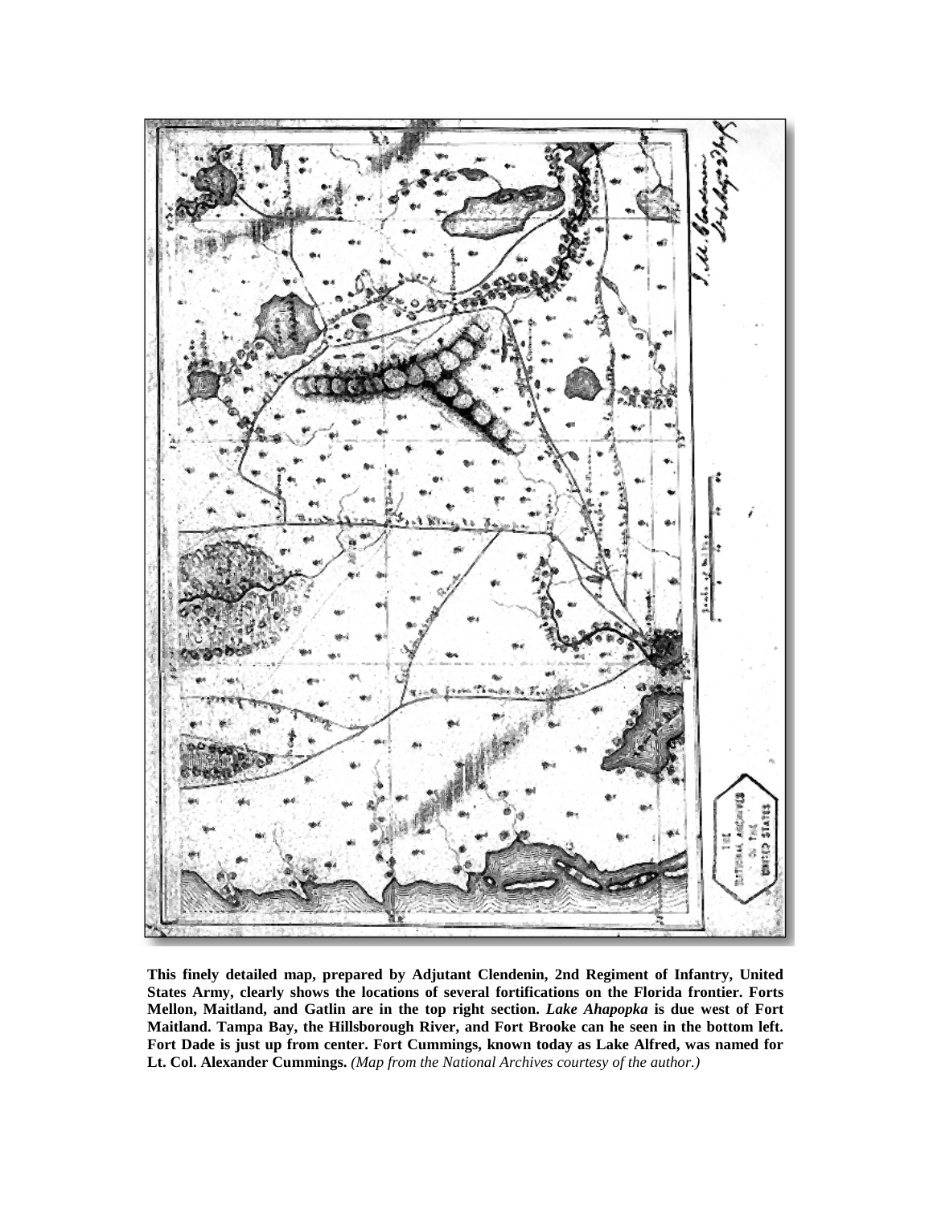**This finely detailed map, prepared by Adjutant Clendenin, 2nd Regiment of Infantry, United States Army, clearly shows the locations of several fortifications on the Florida frontier. Forts Mellon, Maitland, and Gatlin are in the top right section. *Lake Ahapopka* is due west of Fort Maitland. Tampa Bay, the Hillsborough River, and Fort Brooke can he seen in the bottom left. Fort Dade is just up from center. Fort Cummings, known today as Lake Alfred, was named for Lt. Col. Alexander Cummings.** *(Map from the National Archives courtesy of the author.)*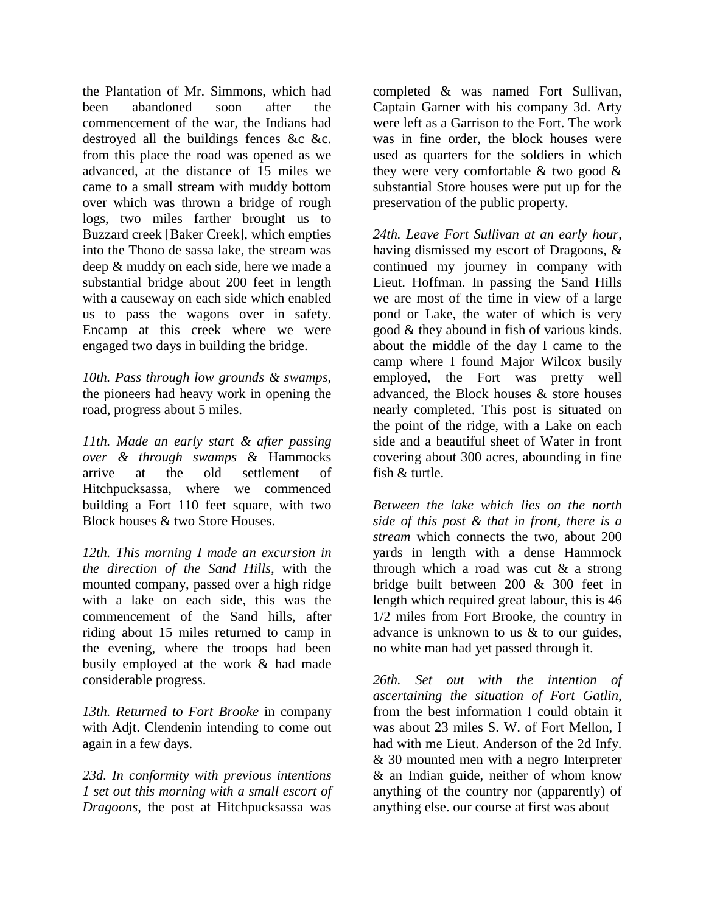the Plantation of Mr. Simmons, which had been abandoned soon after the commencement of the war, the Indians had destroyed all the buildings fences &c &c. from this place the road was opened as we advanced, at the distance of 15 miles we came to a small stream with muddy bottom over which was thrown a bridge of rough logs, two miles farther brought us to Buzzard creek [Baker Creek], which empties into the Thono de sassa lake, the stream was deep & muddy on each side, here we made a substantial bridge about 200 feet in length with a causeway on each side which enabled us to pass the wagons over in safety. Encamp at this creek where we were engaged two days in building the bridge.

*10th. Pass through low grounds & swamps*, the pioneers had heavy work in opening the road, progress about 5 miles.

*11th. Made an early start & after passing over & through swamps* & Hammocks arrive at the old settlement of Hitchpucksassa, where we commenced building a Fort 110 feet square, with two Block houses & two Store Houses.

*12th. This morning I made an excursion in the direction of the Sand Hills*, with the mounted company, passed over a high ridge with a lake on each side, this was the commencement of the Sand hills, after riding about 15 miles returned to camp in the evening, where the troops had been busily employed at the work & had made considerable progress.

*13th. Returned to Fort Brooke* in company with Adjt. Clendenin intending to come out again in a few days.

*23d. In conformity with previous intentions 1 set out this morning with a small escort of Dragoons*, the post at Hitchpucksassa was completed & was named Fort Sullivan, Captain Garner with his company 3d. Arty were left as a Garrison to the Fort. The work was in fine order, the block houses were used as quarters for the soldiers in which they were very comfortable & two good & substantial Store houses were put up for the preservation of the public property.

*24th. Leave Fort Sullivan at an early hour*, having dismissed my escort of Dragoons, & continued my journey in company with Lieut. Hoffman. In passing the Sand Hills we are most of the time in view of a large pond or Lake, the water of which is very good & they abound in fish of various kinds. about the middle of the day I came to the camp where I found Major Wilcox busily employed, the Fort was pretty well advanced, the Block houses & store houses nearly completed. This post is situated on the point of the ridge, with a Lake on each side and a beautiful sheet of Water in front covering about 300 acres, abounding in fine fish & turtle.

*Between the lake which lies on the north side of this post & that in front, there is a stream* which connects the two, about 200 yards in length with a dense Hammock through which a road was cut & a strong bridge built between 200 & 300 feet in length which required great labour, this is 46 1/2 miles from Fort Brooke, the country in advance is unknown to us & to our guides, no white man had yet passed through it.

*26th. Set out with the intention of ascertaining the situation of Fort Gatlin*, from the best information I could obtain it was about 23 miles S. W. of Fort Mellon, I had with me Lieut. Anderson of the 2d Infy. & 30 mounted men with a negro Interpreter & an Indian guide, neither of whom know anything of the country nor (apparently) of anything else. our course at first was about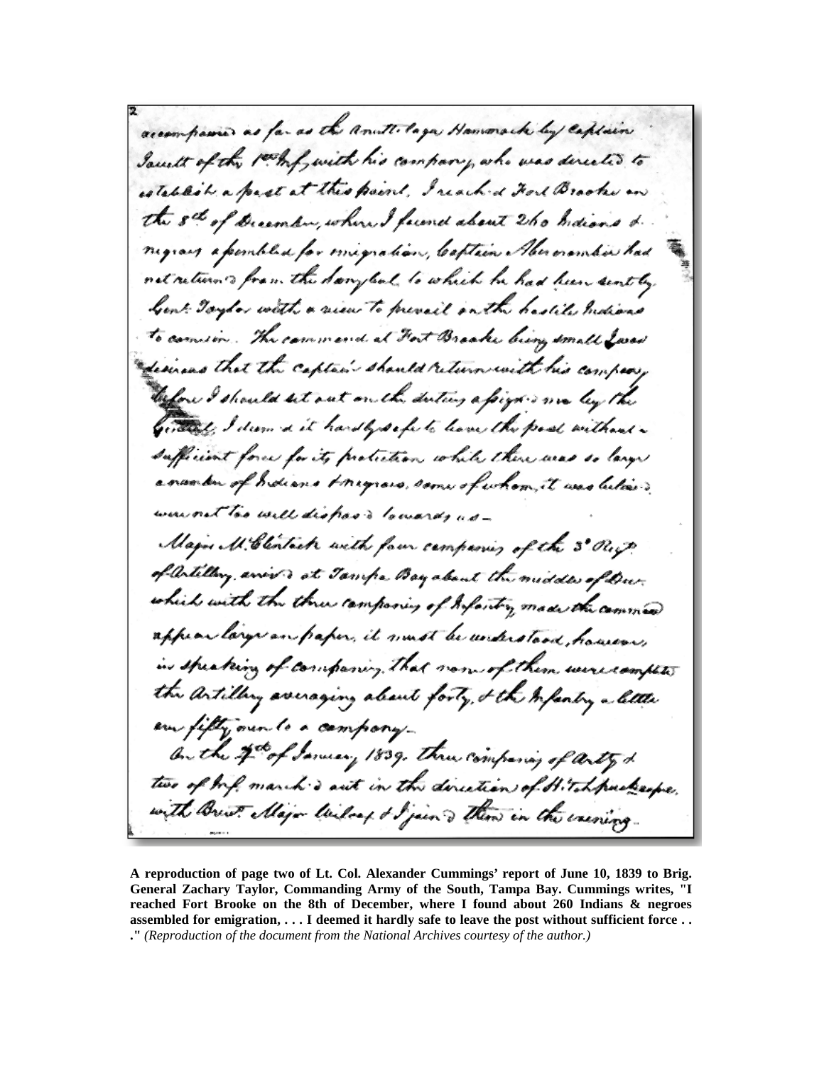accompanied as far as the Annutteliga Hammock by Captain Jouett of the 1st Infy with his company, who was directed to establish a post at this point. I reached Fort Brooke on the 8th of December, where I found about 260 Indians & negroes assembled for emigration, Captain Abercrombie had not returned from the Everglades, to which he had been sent by Genl. Taylor with a view to prevail on the hostile Indians to come in. The command at Fort Brooke being small I was desirous that the Captain should return with his company before I should set out on the duties assigned me by the General. I deemed it hardly safe to leave the post without a sufficient force for its protection while there was so large a number of Indians & negroes, some of whom, it was believed, were not too well disposed towards us—

Major McClintock with four companies of the 3d Regt. of Artillery arrived at Tampa Bay about the middle of Dec. which with the three companies of Infantry made the command appear large on paper, it must be understood, however, in speaking of companies, that none of them were complete the Artillery averaging about forty, & the Infantry a little over fifty men to a company—

On the 4th of January, 1839, three companies of Arty & two of Infy marched out in the direction of Hitchpucksasse, with Bvt. Major Wilcox & I joined them in the evening—

**A reproduction of page two of Lt. Col. Alexander Cummings' report of June 10, 1839 to Brig. General Zachary Taylor, Commanding Army of the South, Tampa Bay. Cummings writes, "I reached Fort Brooke on the 8th of December, where I found about 260 Indians & negroes assembled for emigration, . . . I deemed it hardly safe to leave the post without sufficient force . . ."** *(Reproduction of the document from the National Archives courtesy of the author.)*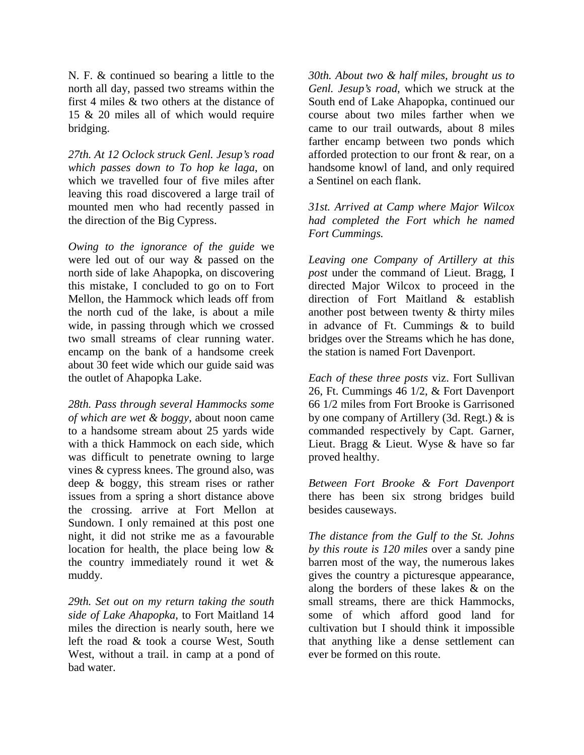N. F. & continued so bearing a little to the north all day, passed two streams within the first 4 miles & two others at the distance of 15 & 20 miles all of which would require bridging.

*27th. At 12 Oclock struck Genl. Jesup's road which passes down to To hop ke laga*, on which we travelled four of five miles after leaving this road discovered a large trail of mounted men who had recently passed in the direction of the Big Cypress.

*Owing to the ignorance of the guide* we were led out of our way & passed on the north side of lake Ahapopka, on discovering this mistake, I concluded to go on to Fort Mellon, the Hammock which leads off from the north cud of the lake, is about a mile wide, in passing through which we crossed two small streams of clear running water. encamp on the bank of a handsome creek about 30 feet wide which our guide said was the outlet of Ahapopka Lake.

*28th. Pass through several Hammocks some of which are wet & boggy*, about noon came to a handsome stream about 25 yards wide with a thick Hammock on each side, which was difficult to penetrate owning to large vines & cypress knees. The ground also, was deep & boggy, this stream rises or rather issues from a spring a short distance above the crossing. arrive at Fort Mellon at Sundown. I only remained at this post one night, it did not strike me as a favourable location for health, the place being low & the country immediately round it wet & muddy.

*29th. Set out on my return taking the south side of Lake Ahapopka*, to Fort Maitland 14 miles the direction is nearly south, here we left the road & took a course West, South West, without a trail. in camp at a pond of bad water.

*30th. About two & half miles, brought us to Genl. Jesup's road*, which we struck at the South end of Lake Ahapopka, continued our course about two miles farther when we came to our trail outwards, about 8 miles farther encamp between two ponds which afforded protection to our front & rear, on a handsome knowl of land, and only required a Sentinel on each flank.

*31st. Arrived at Camp where Major Wilcox had completed the Fort which he named Fort Cummings.*

*Leaving one Company of Artillery at this post* under the command of Lieut. Bragg, I directed Major Wilcox to proceed in the direction of Fort Maitland & establish another post between twenty & thirty miles in advance of Ft. Cummings & to build bridges over the Streams which he has done, the station is named Fort Davenport.

*Each of these three posts* viz. Fort Sullivan 26, Ft. Cummings 46 1/2, & Fort Davenport 66 1/2 miles from Fort Brooke is Garrisoned by one company of Artillery (3d. Regt.) & is commanded respectively by Capt. Garner, Lieut. Bragg & Lieut. Wyse & have so far proved healthy.

*Between Fort Brooke & Fort Davenport* there has been six strong bridges build besides causeways.

*The distance from the Gulf to the St. Johns by this route is 120 miles* over a sandy pine barren most of the way, the numerous lakes gives the country a picturesque appearance, along the borders of these lakes & on the small streams, there are thick Hammocks, some of which afford good land for cultivation but I should think it impossible that anything like a dense settlement can ever be formed on this route.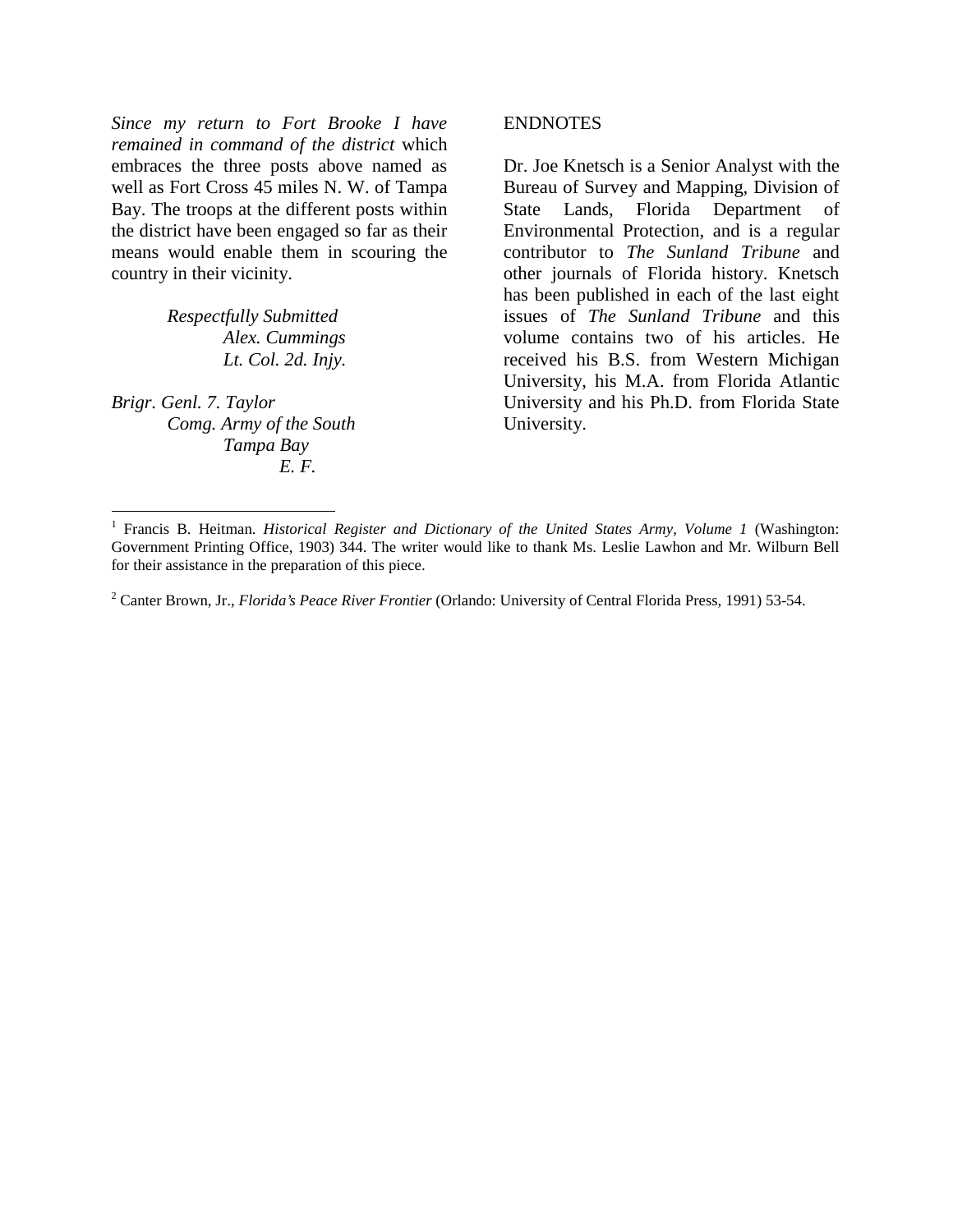*Since my return to Fort Brooke I have remained in command of the district* which embraces the three posts above named as well as Fort Cross 45 miles N. W. of Tampa Bay. The troops at the different posts within the district have been engaged so far as their means would enable them in scouring the country in their vicinity.

*Respectfully Submitted*
*Alex. Cummings*
*Lt. Col. 2d. Injy.*

*Brigr. Genl. 7. Taylor*
*Comg. Army of the South*
*Tampa Bay*
*E. F.*

ENDNOTES

Dr. Joe Knetsch is a Senior Analyst with the Bureau of Survey and Mapping, Division of State Lands, Florida Department of Environmental Protection, and is a regular contributor to *The Sunland Tribune* and other journals of Florida history. Knetsch has been published in each of the last eight issues of *The Sunland Tribune* and this volume contains two of his articles. He received his B.S. from Western Michigan University, his M.A. from Florida Atlantic University and his Ph.D. from Florida State University.

[1] Francis B. Heitman. *Historical Register and Dictionary of the United States Army, Volume 1* (Washington: Government Printing Office, 1903) 344. The writer would like to thank Ms. Leslie Lawhon and Mr. Wilburn Bell for their assistance in the preparation of this piece.

[2] Canter Brown, Jr., *Florida's Peace River Frontier* (Orlando: University of Central Florida Press, 1991) 53-54.